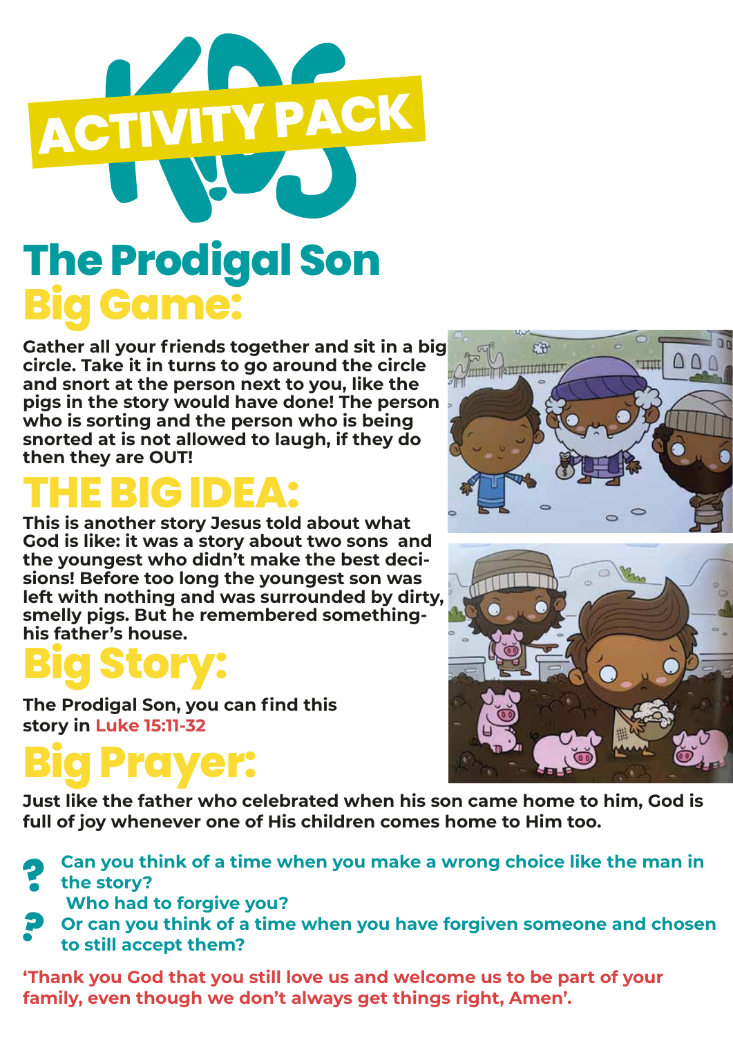# KIDS ACTIVITY PACK

# The Prodigal Son

## Big Game:

**Gather all your friends together and sit in a big circle. Take it in turns to go around the circle and snort at the person next to you, like the pigs in the story would have done! The person who is sorting and the person who is being snorted at is not allowed to laugh, if they do then they are OUT!**

## THE BIG IDEA:

**This is another story Jesus told about what God is like: it was a story about two sons and the youngest who didn't make the best decisions! Before too long the youngest son was left with nothing and was surrounded by dirty, smelly pigs. But he remembered something- his father's house.**

## Big Story:

**The Prodigal Son, you can find this story in Luke 15:11-32**

## Big Prayer:

**Just like the father who celebrated when his son came home to him, God is full of joy whenever one of His children comes home to Him too.**

- **Can you think of a time when you make a wrong choice like the man in the story? Who had to forgive you?**
- **Or can you think of a time when you have forgiven someone and chosen to still accept them?**

**'Thank you God that you still love us and welcome us to be part of your family, even though we don't always get things right, Amen'.**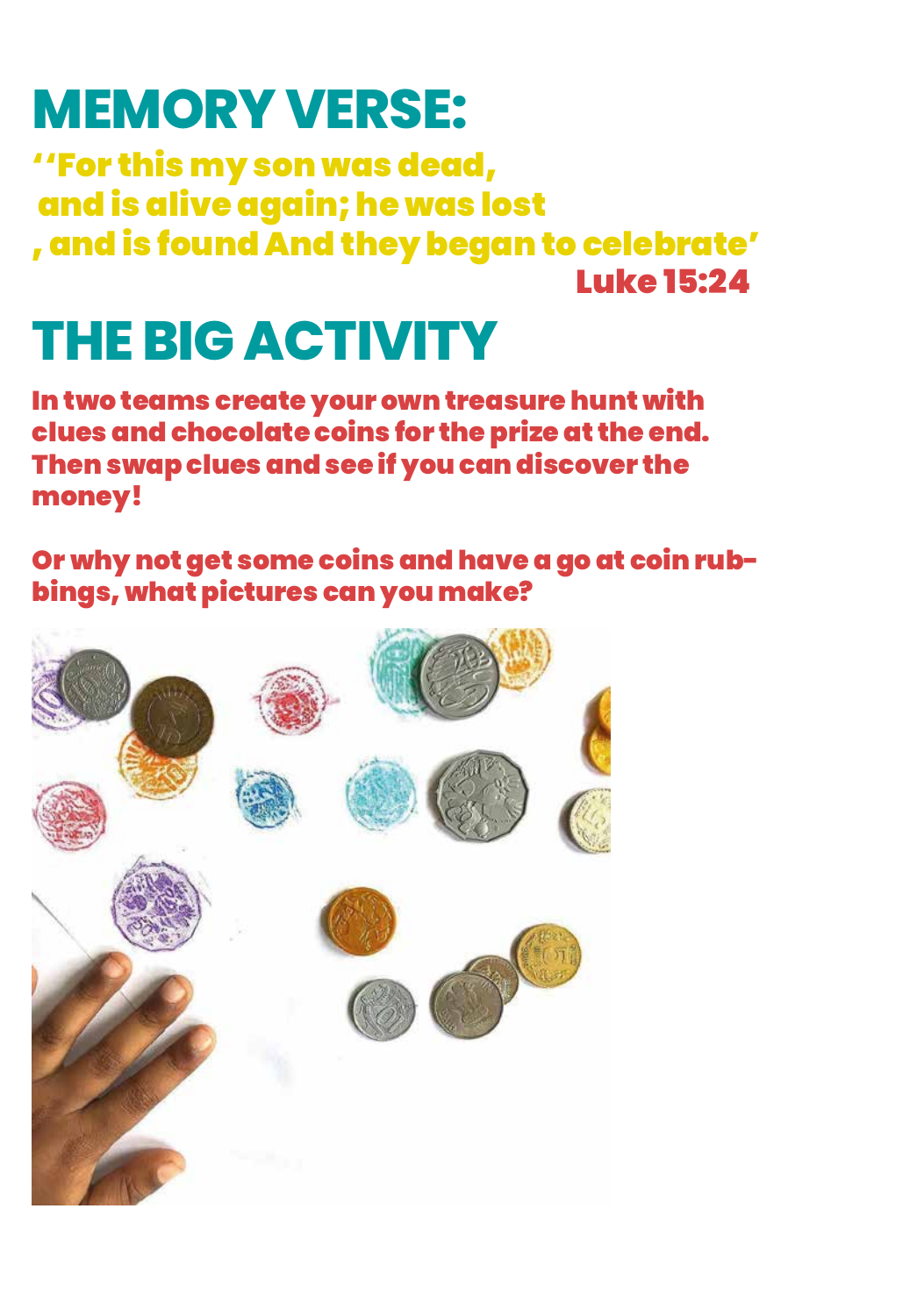# MEMORY VERSE:

''For this my son was dead,
and is alive again; he was lost
, and is found And they began to celebrate'

Luke 15:24

# THE BIG ACTIVITY

In two teams create your own treasure hunt with clues and chocolate coins for the prize at the end. Then swap clues and see if you can discover the money!

Or why not get some coins and have a go at coin rubbings, what pictures can you make?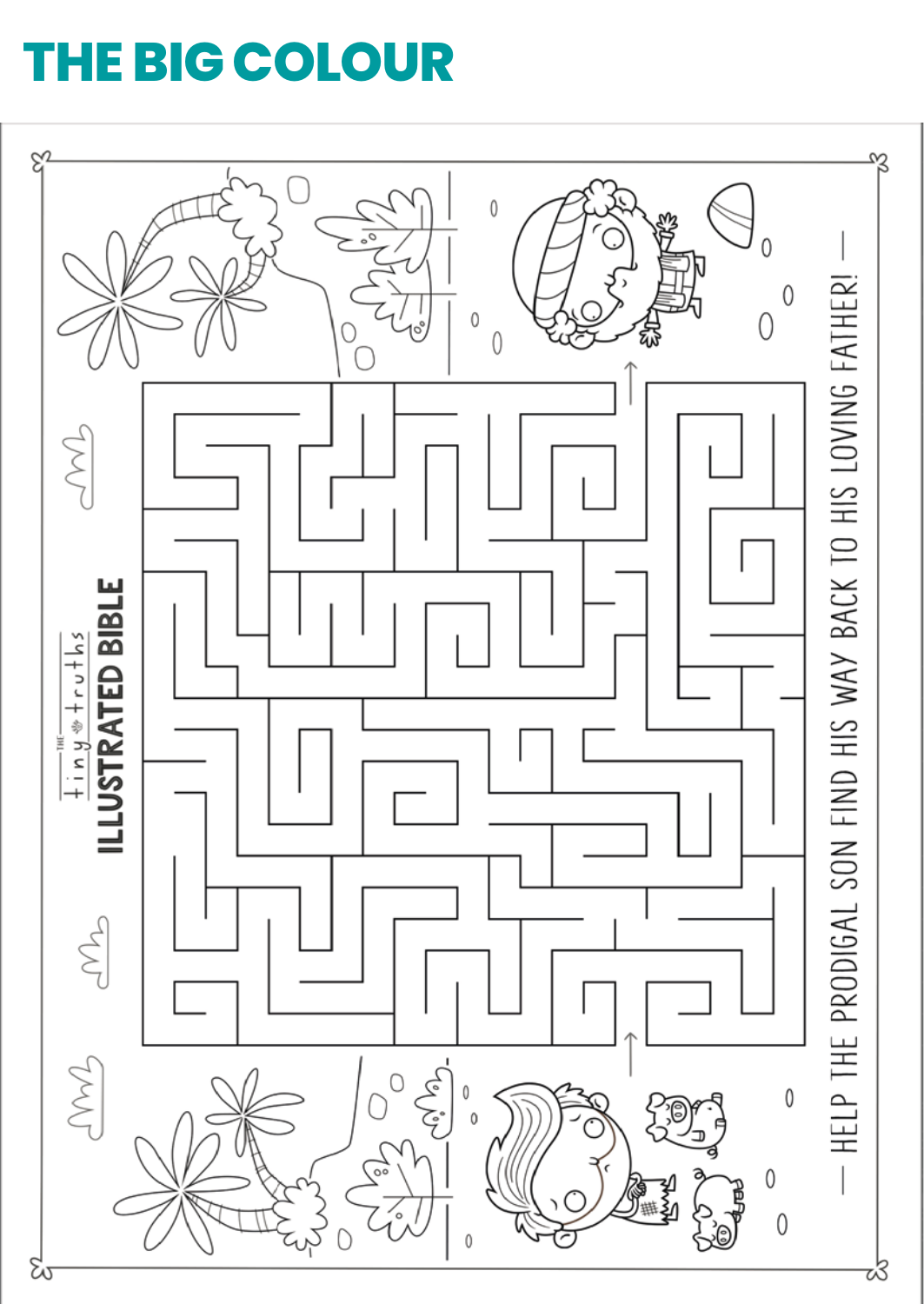# THE BIG COLOUR

THE tiny truths ILLUSTRATED BIBLE

— HELP THE PRODIGAL SON FIND HIS WAY BACK TO HIS LOVING FATHER! —